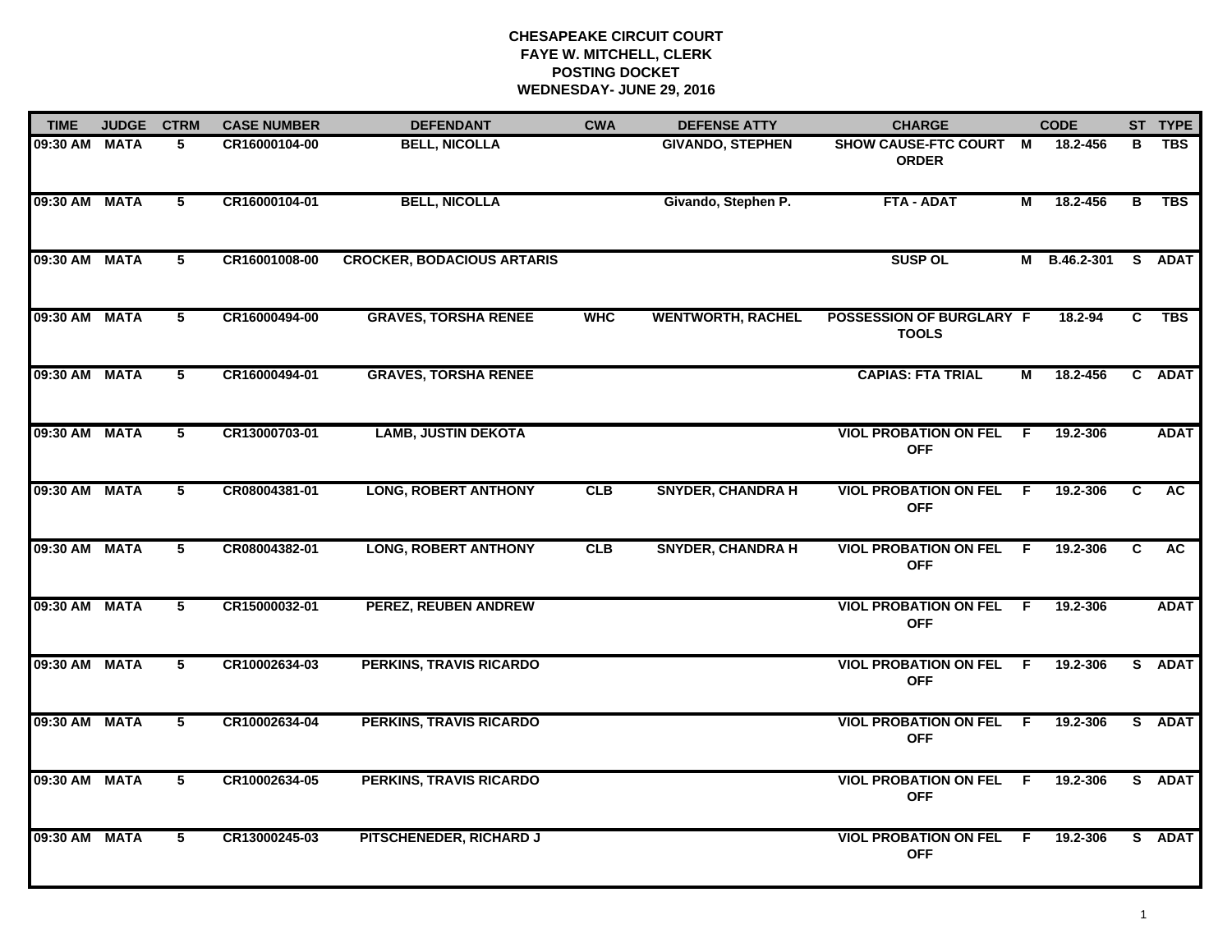# CHESAPEAKE CIRCUIT COURT
## FAYE W. MITCHELL, CLERK
## POSTING DOCKET
## WEDNESDAY- JUNE 29, 2016

| TIME | JUDGE | CTRM | CASE NUMBER | DEFENDANT | CWA | DEFENSE ATTY | CHARGE | | CODE | ST | TYPE |
|---|---|---|---|---|---|---|---|---|---|---|---|
| 09:30 AM | MATA | 5 | CR16000104-00 | BELL, NICOLLA | | GIVANDO, STEPHEN | SHOW CAUSE-FTC COURT ORDER | M | 18.2-456 | B | TBS |
| 09:30 AM | MATA | 5 | CR16000104-01 | BELL, NICOLLA | | Givando, Stephen P. | FTA - ADAT | M | 18.2-456 | B | TBS |
| 09:30 AM | MATA | 5 | CR16001008-00 | CROCKER, BODACIOUS ARTARIS | | | SUSP OL | M | B.46.2-301 | S | ADAT |
| 09:30 AM | MATA | 5 | CR16000494-00 | GRAVES, TORSHA RENEE | WHC | WENTWORTH, RACHEL | POSSESSION OF BURGLARY TOOLS | F | 18.2-94 | C | TBS |
| 09:30 AM | MATA | 5 | CR16000494-01 | GRAVES, TORSHA RENEE | | | CAPIAS: FTA TRIAL | M | 18.2-456 | C | ADAT |
| 09:30 AM | MATA | 5 | CR13000703-01 | LAMB, JUSTIN DEKOTA | | | VIOL PROBATION ON FEL OFF | F | 19.2-306 | | ADAT |
| 09:30 AM | MATA | 5 | CR08004381-01 | LONG, ROBERT ANTHONY | CLB | SNYDER, CHANDRA H | VIOL PROBATION ON FEL OFF | F | 19.2-306 | C | AC |
| 09:30 AM | MATA | 5 | CR08004382-01 | LONG, ROBERT ANTHONY | CLB | SNYDER, CHANDRA H | VIOL PROBATION ON FEL OFF | F | 19.2-306 | C | AC |
| 09:30 AM | MATA | 5 | CR15000032-01 | PEREZ, REUBEN ANDREW | | | VIOL PROBATION ON FEL OFF | F | 19.2-306 | | ADAT |
| 09:30 AM | MATA | 5 | CR10002634-03 | PERKINS, TRAVIS RICARDO | | | VIOL PROBATION ON FEL OFF | F | 19.2-306 | S | ADAT |
| 09:30 AM | MATA | 5 | CR10002634-04 | PERKINS, TRAVIS RICARDO | | | VIOL PROBATION ON FEL OFF | F | 19.2-306 | S | ADAT |
| 09:30 AM | MATA | 5 | CR10002634-05 | PERKINS, TRAVIS RICARDO | | | VIOL PROBATION ON FEL OFF | F | 19.2-306 | S | ADAT |
| 09:30 AM | MATA | 5 | CR13000245-03 | PITSCHENEDER, RICHARD J | | | VIOL PROBATION ON FEL OFF | F | 19.2-306 | S | ADAT |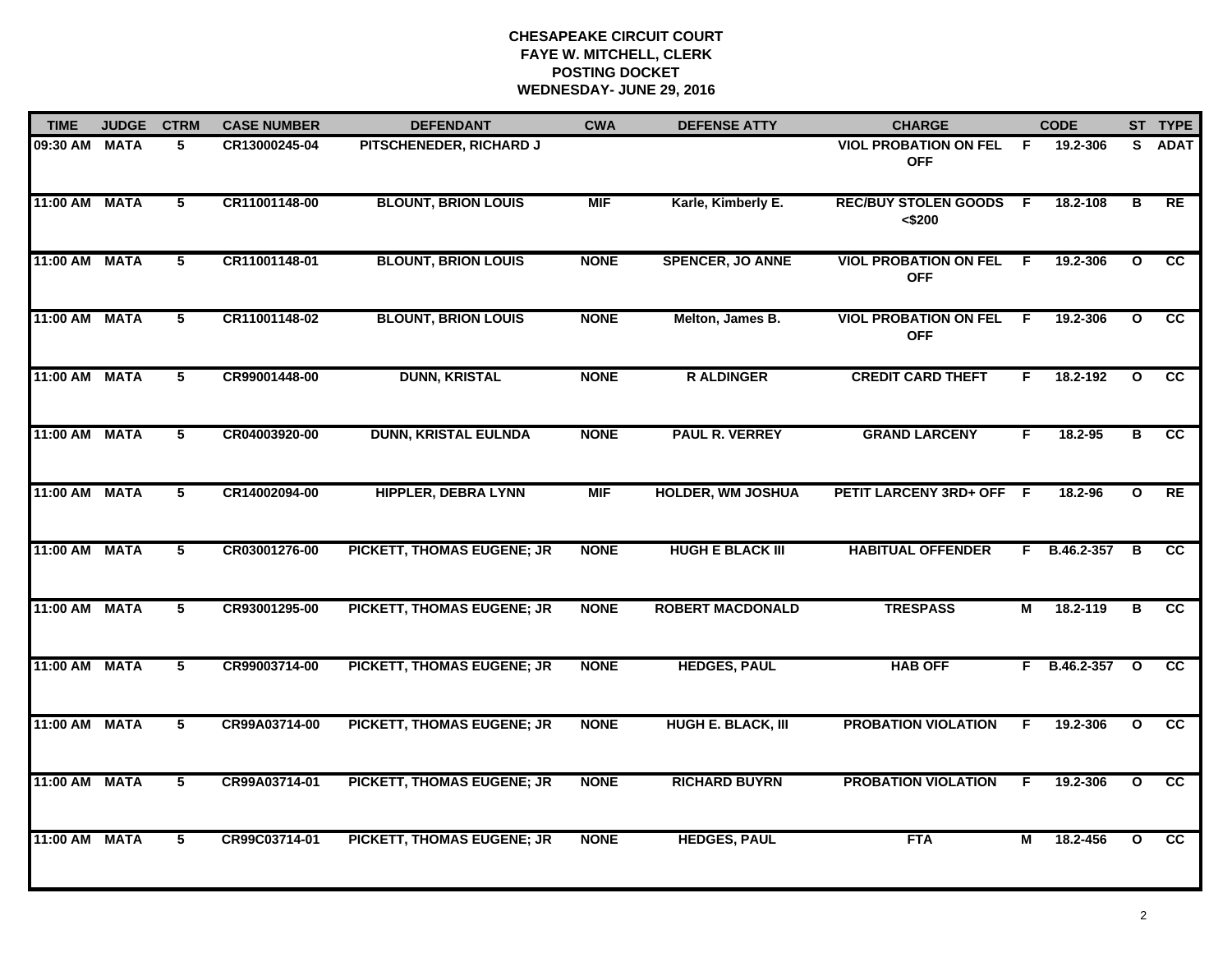# CHESAPEAKE CIRCUIT COURT
## FAYE W. MITCHELL, CLERK
## POSTING DOCKET
## WEDNESDAY- JUNE 29, 2016

| TIME | JUDGE | CTRM | CASE NUMBER | DEFENDANT | CWA | DEFENSE ATTY | CHARGE | | CODE | ST | TYPE |
|---|---|---|---|---|---|---|---|---|---|---|---|
| 09:30 AM | MATA | 5 | CR13000245-04 | PITSCHENEDER, RICHARD J | | | VIOL PROBATION ON FEL OFF | F | 19.2-306 | S | ADAT |
| 11:00 AM | MATA | 5 | CR11001148-00 | BLOUNT, BRION LOUIS | MIF | Karle, Kimberly E. | REC/BUY STOLEN GOODS <$200 | F | 18.2-108 | B | RE |
| 11:00 AM | MATA | 5 | CR11001148-01 | BLOUNT, BRION LOUIS | NONE | SPENCER, JO ANNE | VIOL PROBATION ON FEL OFF | F | 19.2-306 | O | CC |
| 11:00 AM | MATA | 5 | CR11001148-02 | BLOUNT, BRION LOUIS | NONE | Melton, James B. | VIOL PROBATION ON FEL OFF | F | 19.2-306 | O | CC |
| 11:00 AM | MATA | 5 | CR99001448-00 | DUNN, KRISTAL | NONE | R ALDINGER | CREDIT CARD THEFT | F | 18.2-192 | O | CC |
| 11:00 AM | MATA | 5 | CR04003920-00 | DUNN, KRISTAL EULNDA | NONE | PAUL R. VERREY | GRAND LARCENY | F | 18.2-95 | B | CC |
| 11:00 AM | MATA | 5 | CR14002094-00 | HIPPLER, DEBRA LYNN | MIF | HOLDER, WM JOSHUA | PETIT LARCENY 3RD+ OFF | F | 18.2-96 | O | RE |
| 11:00 AM | MATA | 5 | CR03001276-00 | PICKETT, THOMAS EUGENE; JR | NONE | HUGH E BLACK III | HABITUAL OFFENDER | F | B.46.2-357 | B | CC |
| 11:00 AM | MATA | 5 | CR93001295-00 | PICKETT, THOMAS EUGENE; JR | NONE | ROBERT MACDONALD | TRESPASS | M | 18.2-119 | B | CC |
| 11:00 AM | MATA | 5 | CR99003714-00 | PICKETT, THOMAS EUGENE; JR | NONE | HEDGES, PAUL | HAB OFF | F | B.46.2-357 | O | CC |
| 11:00 AM | MATA | 5 | CR99A03714-00 | PICKETT, THOMAS EUGENE; JR | NONE | HUGH E. BLACK, III | PROBATION VIOLATION | F | 19.2-306 | O | CC |
| 11:00 AM | MATA | 5 | CR99A03714-01 | PICKETT, THOMAS EUGENE; JR | NONE | RICHARD BUYRN | PROBATION VIOLATION | F | 19.2-306 | O | CC |
| 11:00 AM | MATA | 5 | CR99C03714-01 | PICKETT, THOMAS EUGENE; JR | NONE | HEDGES, PAUL | FTA | M | 18.2-456 | O | CC |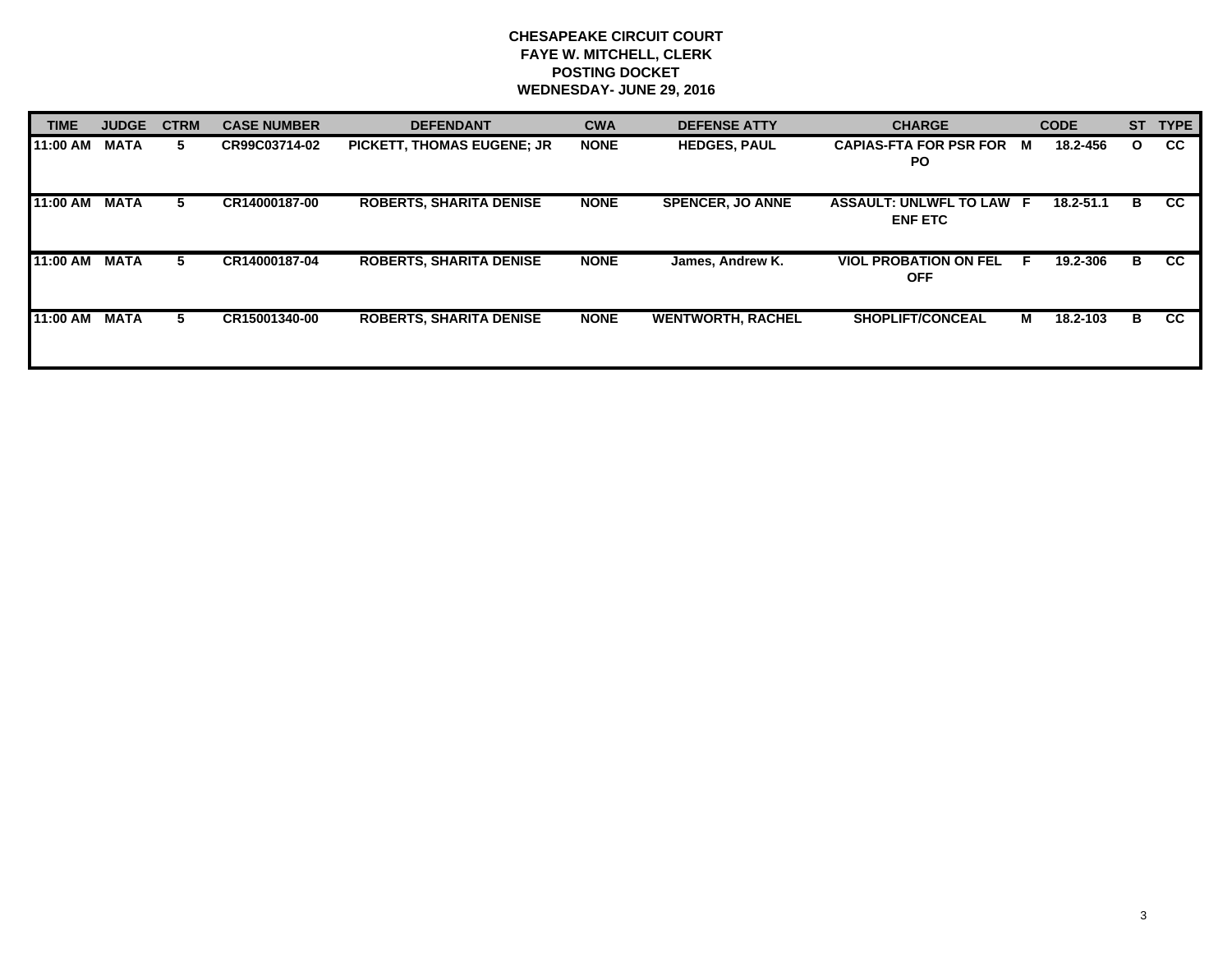**CHESAPEAKE CIRCUIT COURT**
**FAYE W. MITCHELL, CLERK**
**POSTING DOCKET**
**WEDNESDAY- JUNE 29, 2016**

| TIME | JUDGE | CTRM | CASE NUMBER | DEFENDANT | CWA | DEFENSE ATTY | CHARGE | | CODE | ST | TYPE |
|---|---|---|---|---|---|---|---|---|---|---|---|
| 11:00 AM | MATA | 5 | CR99C03714-02 | PICKETT, THOMAS EUGENE; JR | NONE | HEDGES, PAUL | CAPIAS-FTA FOR PSR FOR PO | M | 18.2-456 | O | CC |
| 11:00 AM | MATA | 5 | CR14000187-00 | ROBERTS, SHARITA DENISE | NONE | SPENCER, JO ANNE | ASSAULT: UNLWFL TO LAW ENF ETC | F | 18.2-51.1 | B | CC |
| 11:00 AM | MATA | 5 | CR14000187-04 | ROBERTS, SHARITA DENISE | NONE | James, Andrew K. | VIOL PROBATION ON FEL OFF | F | 19.2-306 | B | CC |
| 11:00 AM | MATA | 5 | CR15001340-00 | ROBERTS, SHARITA DENISE | NONE | WENTWORTH, RACHEL | SHOPLIFT/CONCEAL | M | 18.2-103 | B | CC |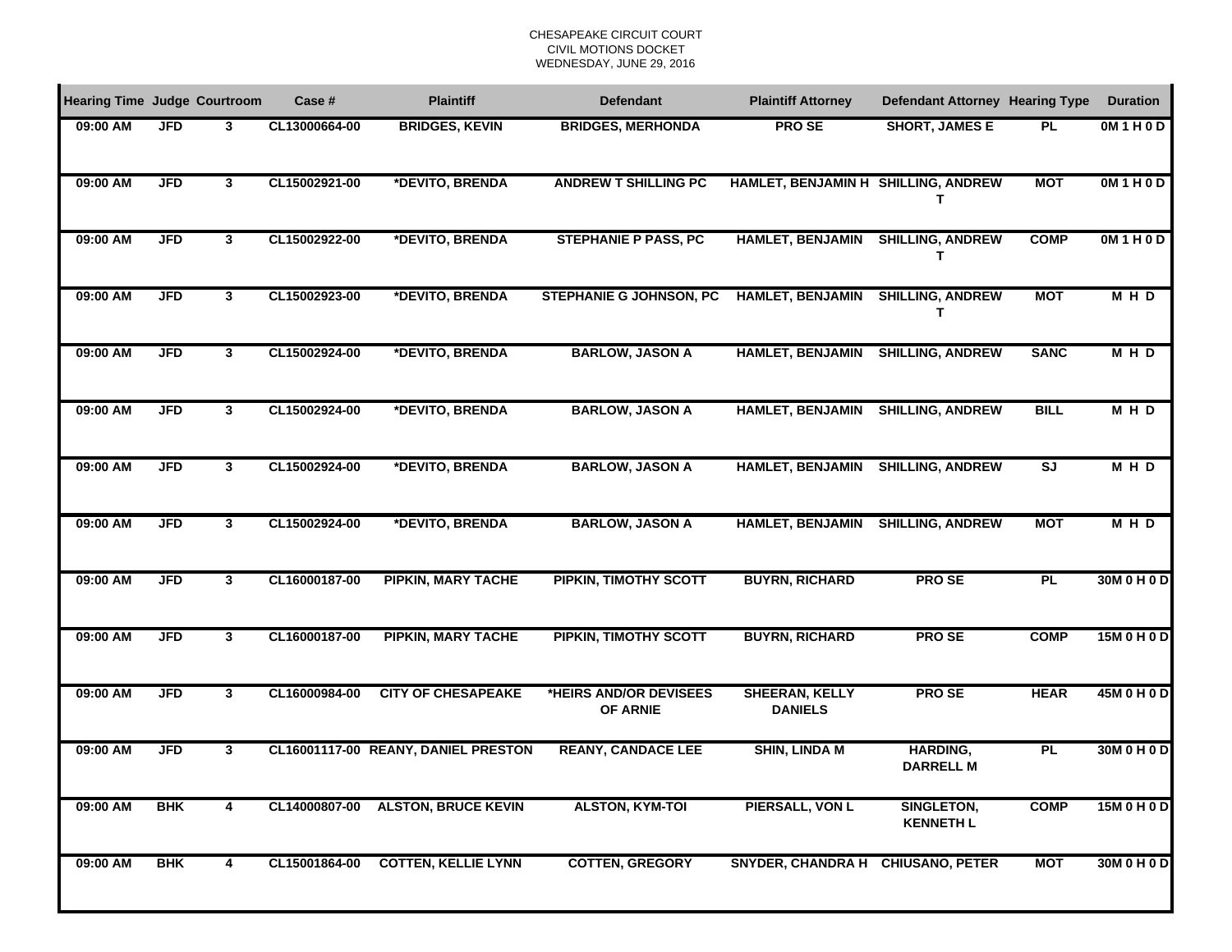CHESAPEAKE CIRCUIT COURT
CIVIL MOTIONS DOCKET
WEDNESDAY, JUNE 29, 2016

| Hearing Time | Judge | Courtroom | Case # | Plaintiff | Defendant | Plaintiff Attorney | Defendant Attorney | Hearing Type | Duration |
|---|---|---|---|---|---|---|---|---|---|
| 09:00 AM | JFD | 3 | CL13000664-00 | BRIDGES, KEVIN | BRIDGES, MERHONDA | PRO SE | SHORT, JAMES E | PL | 0M 1 H 0 D |
| 09:00 AM | JFD | 3 | CL15002921-00 | *DEVITO, BRENDA | ANDREW T SHILLING PC | HAMLET, BENJAMIN H | SHILLING, ANDREW T | MOT | 0M 1 H 0 D |
| 09:00 AM | JFD | 3 | CL15002922-00 | *DEVITO, BRENDA | STEPHANIE P PASS, PC | HAMLET, BENJAMIN | SHILLING, ANDREW T | COMP | 0M 1 H 0 D |
| 09:00 AM | JFD | 3 | CL15002923-00 | *DEVITO, BRENDA | STEPHANIE G JOHNSON, PC | HAMLET, BENJAMIN | SHILLING, ANDREW T | MOT | M H D |
| 09:00 AM | JFD | 3 | CL15002924-00 | *DEVITO, BRENDA | BARLOW, JASON A | HAMLET, BENJAMIN | SHILLING, ANDREW | SANC | M H D |
| 09:00 AM | JFD | 3 | CL15002924-00 | *DEVITO, BRENDA | BARLOW, JASON A | HAMLET, BENJAMIN | SHILLING, ANDREW | BILL | M H D |
| 09:00 AM | JFD | 3 | CL15002924-00 | *DEVITO, BRENDA | BARLOW, JASON A | HAMLET, BENJAMIN | SHILLING, ANDREW | SJ | M H D |
| 09:00 AM | JFD | 3 | CL15002924-00 | *DEVITO, BRENDA | BARLOW, JASON A | HAMLET, BENJAMIN | SHILLING, ANDREW | MOT | M H D |
| 09:00 AM | JFD | 3 | CL16000187-00 | PIPKIN, MARY TACHE | PIPKIN, TIMOTHY SCOTT | BUYRN, RICHARD | PRO SE | PL | 30M 0 H 0 D |
| 09:00 AM | JFD | 3 | CL16000187-00 | PIPKIN, MARY TACHE | PIPKIN, TIMOTHY SCOTT | BUYRN, RICHARD | PRO SE | COMP | 15M 0 H 0 D |
| 09:00 AM | JFD | 3 | CL16000984-00 | CITY OF CHESAPEAKE | *HEIRS AND/OR DEVISEES OF ARNIE | SHEERAN, KELLY DANIELS | PRO SE | HEAR | 45M 0 H 0 D |
| 09:00 AM | JFD | 3 | CL16001117-00 | REANY, DANIEL PRESTON | REANY, CANDACE LEE | SHIN, LINDA M | HARDING, DARRELL M | PL | 30M 0 H 0 D |
| 09:00 AM | BHK | 4 | CL14000807-00 | ALSTON, BRUCE KEVIN | ALSTON, KYM-TOI | PIERSALL, VON L | SINGLETON, KENNETH L | COMP | 15M 0 H 0 D |
| 09:00 AM | BHK | 4 | CL15001864-00 | COTTEN, KELLIE LYNN | COTTEN, GREGORY | SNYDER, CHANDRA H | CHIUSANO, PETER | MOT | 30M 0 H 0 D |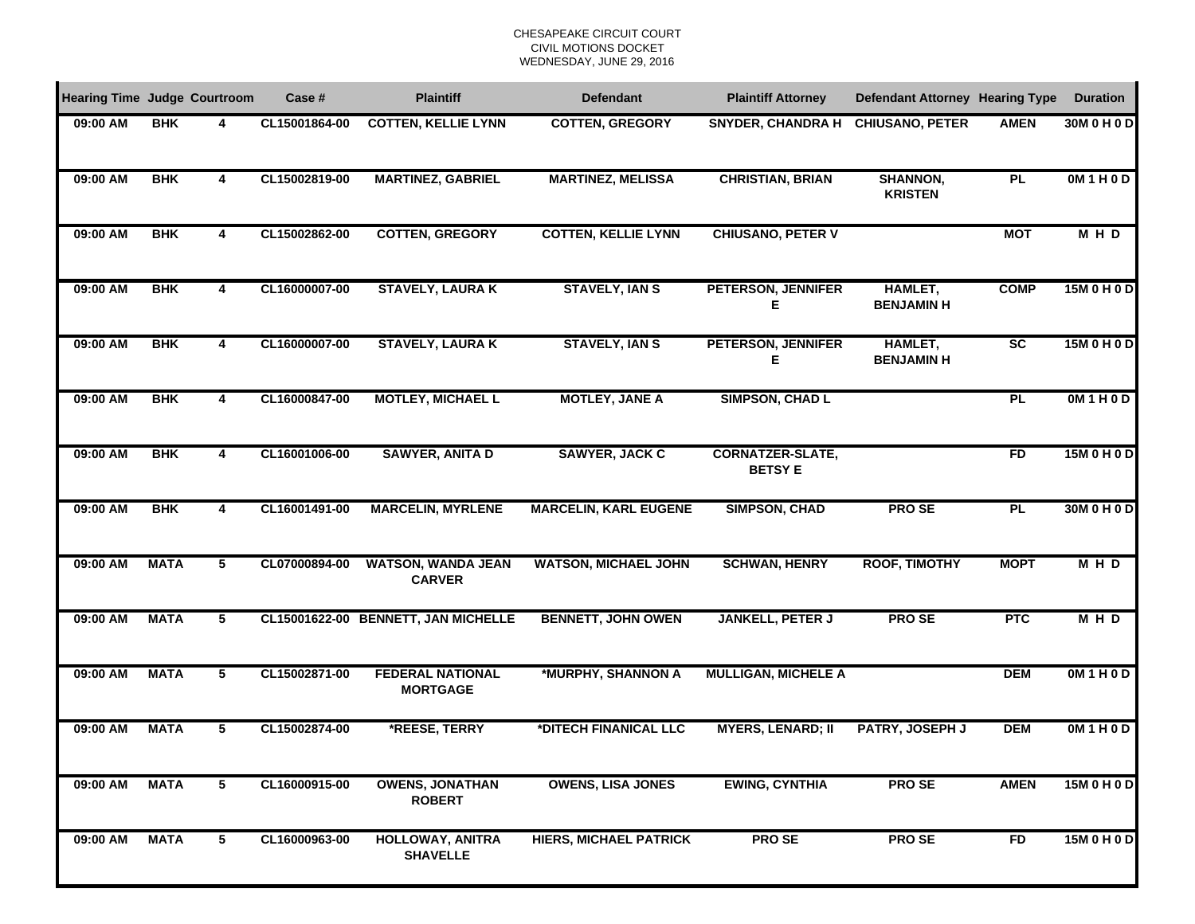CHESAPEAKE CIRCUIT COURT
CIVIL MOTIONS DOCKET
WEDNESDAY, JUNE 29, 2016

| Hearing Time | Judge | Courtroom | Case # | Plaintiff | Defendant | Plaintiff Attorney | Defendant Attorney | Hearing Type | Duration |
|---|---|---|---|---|---|---|---|---|---|
| 09:00 AM | BHK | 4 | CL15001864-00 | COTTEN, KELLIE LYNN | COTTEN, GREGORY | SNYDER, CHANDRA H | CHIUSANO, PETER | AMEN | 30M 0 H 0 D |
| 09:00 AM | BHK | 4 | CL15002819-00 | MARTINEZ, GABRIEL | MARTINEZ, MELISSA | CHRISTIAN, BRIAN | SHANNON, KRISTEN | PL | 0M 1 H 0 D |
| 09:00 AM | BHK | 4 | CL15002862-00 | COTTEN, GREGORY | COTTEN, KELLIE LYNN | CHIUSANO, PETER V | | MOT | M H D |
| 09:00 AM | BHK | 4 | CL16000007-00 | STAVELY, LAURA K | STAVELY, IAN S | PETERSON, JENNIFER E | HAMLET, BENJAMIN H | COMP | 15M 0 H 0 D |
| 09:00 AM | BHK | 4 | CL16000007-00 | STAVELY, LAURA K | STAVELY, IAN S | PETERSON, JENNIFER E | HAMLET, BENJAMIN H | SC | 15M 0 H 0 D |
| 09:00 AM | BHK | 4 | CL16000847-00 | MOTLEY, MICHAEL L | MOTLEY, JANE A | SIMPSON, CHAD L | | PL | 0M 1 H 0 D |
| 09:00 AM | BHK | 4 | CL16001006-00 | SAWYER, ANITA D | SAWYER, JACK C | CORNATZER-SLATE, BETSY E | | FD | 15M 0 H 0 D |
| 09:00 AM | BHK | 4 | CL16001491-00 | MARCELIN, MYRLENE | MARCELIN, KARL EUGENE | SIMPSON, CHAD | PRO SE | PL | 30M 0 H 0 D |
| 09:00 AM | MATA | 5 | CL07000894-00 | WATSON, WANDA JEAN CARVER | WATSON, MICHAEL JOHN | SCHWAN, HENRY | ROOF, TIMOTHY | MOPT | M H D |
| 09:00 AM | MATA | 5 | CL15001622-00 | BENNETT, JAN MICHELLE | BENNETT, JOHN OWEN | JANKELL, PETER J | PRO SE | PTC | M H D |
| 09:00 AM | MATA | 5 | CL15002871-00 | FEDERAL NATIONAL MORTGAGE | *MURPHY, SHANNON A | MULLIGAN, MICHELE A | | DEM | 0M 1 H 0 D |
| 09:00 AM | MATA | 5 | CL15002874-00 | *REESE, TERRY | *DITECH FINANICAL LLC | MYERS, LENARD; II | PATRY, JOSEPH J | DEM | 0M 1 H 0 D |
| 09:00 AM | MATA | 5 | CL16000915-00 | OWENS, JONATHAN ROBERT | OWENS, LISA JONES | EWING, CYNTHIA | PRO SE | AMEN | 15M 0 H 0 D |
| 09:00 AM | MATA | 5 | CL16000963-00 | HOLLOWAY, ANITRA SHAVELLE | HIERS, MICHAEL PATRICK | PRO SE | PRO SE | FD | 15M 0 H 0 D |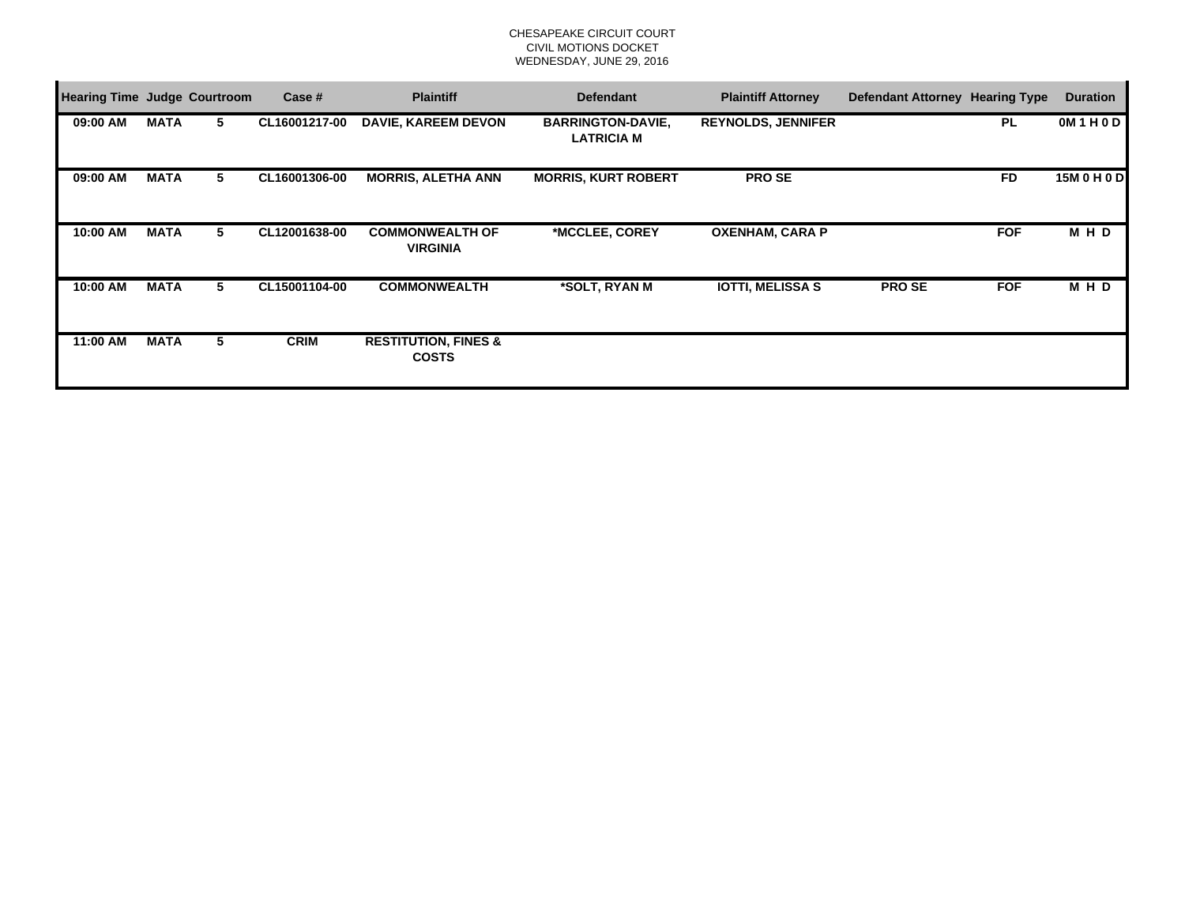CHESAPEAKE CIRCUIT COURT
CIVIL MOTIONS DOCKET
WEDNESDAY, JUNE 29, 2016

| Hearing Time | Judge | Courtroom | Case # | Plaintiff | Defendant | Plaintiff Attorney | Defendant Attorney | Hearing Type | Duration |
|---|---|---|---|---|---|---|---|---|---|
| 09:00 AM | MATA | 5 | CL16001217-00 | DAVIE, KAREEM DEVON | BARRINGTON-DAVIE, LATRICIA M | REYNOLDS, JENNIFER | | PL | 0M 1 H 0 D |
| 09:00 AM | MATA | 5 | CL16001306-00 | MORRIS, ALETHA ANN | MORRIS, KURT ROBERT | PRO SE | | FD | 15M 0 H 0 D |
| 10:00 AM | MATA | 5 | CL12001638-00 | COMMONWEALTH OF VIRGINIA | *MCCLEE, COREY | OXENHAM, CARA P | | FOF | M H D |
| 10:00 AM | MATA | 5 | CL15001104-00 | COMMONWEALTH | *SOLT, RYAN M | IOTTI, MELISSA S | PRO SE | FOF | M H D |
| 11:00 AM | MATA | 5 | CRIM | RESTITUTION, FINES & COSTS | | | | | |